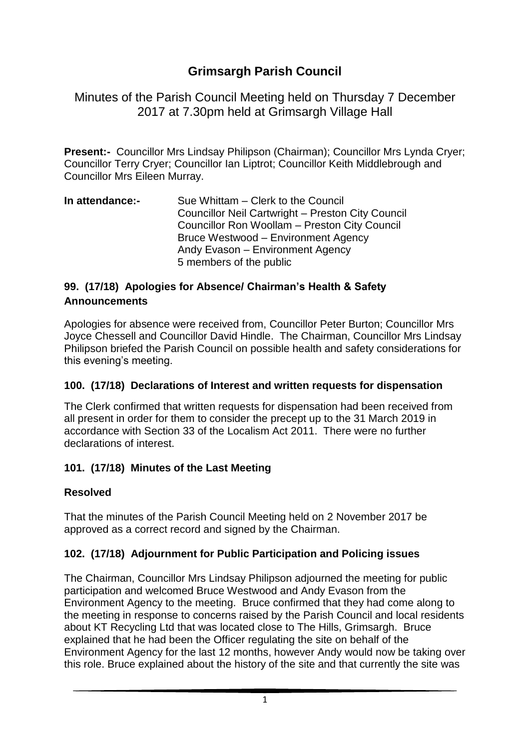# Grimsargh Parish Council

Minutes of the Parish Council Meeting held on Thursday 7 December 2017 at 7.30pm held at Grimsargh Village Hall

**Present:-** Councillor Mrs Lindsay Philipson (Chairman); Councillor Mrs Lynda Cryer; Councillor Terry Cryer; Councillor Ian Liptrot; Councillor Keith Middlebrough and Councillor Mrs Eileen Murray.

**In attendance:-**
Sue Whittam – Clerk to the Council
Councillor Neil Cartwright – Preston City Council
Councillor Ron Woollam – Preston City Council
Bruce Westwood – Environment Agency
Andy Evason – Environment Agency
5 members of the public

### 99. (17/18) Apologies for Absence/ Chairman's Health & Safety Announcements

Apologies for absence were received from, Councillor Peter Burton; Councillor Mrs Joyce Chessell and Councillor David Hindle. The Chairman, Councillor Mrs Lindsay Philipson briefed the Parish Council on possible health and safety considerations for this evening's meeting.

### 100. (17/18) Declarations of Interest and written requests for dispensation

The Clerk confirmed that written requests for dispensation had been received from all present in order for them to consider the precept up to the 31 March 2019 in accordance with Section 33 of the Localism Act 2011. There were no further declarations of interest.

### 101. (17/18) Minutes of the Last Meeting

**Resolved**

That the minutes of the Parish Council Meeting held on 2 November 2017 be approved as a correct record and signed by the Chairman.

### 102. (17/18) Adjournment for Public Participation and Policing issues

The Chairman, Councillor Mrs Lindsay Philipson adjourned the meeting for public participation and welcomed Bruce Westwood and Andy Evason from the Environment Agency to the meeting. Bruce confirmed that they had come along to the meeting in response to concerns raised by the Parish Council and local residents about KT Recycling Ltd that was located close to The Hills, Grimsargh. Bruce explained that he had been the Officer regulating the site on behalf of the Environment Agency for the last 12 months, however Andy would now be taking over this role. Bruce explained about the history of the site and that currently the site was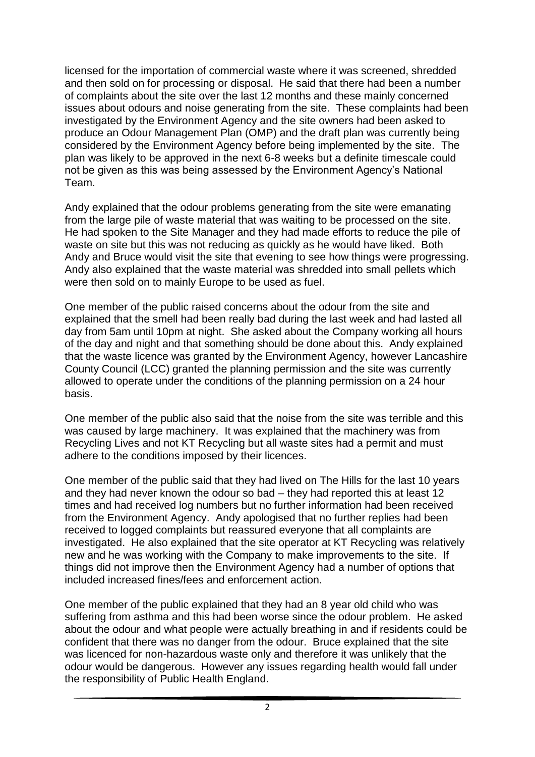licensed for the importation of commercial waste where it was screened, shredded and then sold on for processing or disposal. He said that there had been a number of complaints about the site over the last 12 months and these mainly concerned issues about odours and noise generating from the site. These complaints had been investigated by the Environment Agency and the site owners had been asked to produce an Odour Management Plan (OMP) and the draft plan was currently being considered by the Environment Agency before being implemented by the site. The plan was likely to be approved in the next 6-8 weeks but a definite timescale could not be given as this was being assessed by the Environment Agency's National Team.

Andy explained that the odour problems generating from the site were emanating from the large pile of waste material that was waiting to be processed on the site. He had spoken to the Site Manager and they had made efforts to reduce the pile of waste on site but this was not reducing as quickly as he would have liked. Both Andy and Bruce would visit the site that evening to see how things were progressing. Andy also explained that the waste material was shredded into small pellets which were then sold on to mainly Europe to be used as fuel.

One member of the public raised concerns about the odour from the site and explained that the smell had been really bad during the last week and had lasted all day from 5am until 10pm at night. She asked about the Company working all hours of the day and night and that something should be done about this. Andy explained that the waste licence was granted by the Environment Agency, however Lancashire County Council (LCC) granted the planning permission and the site was currently allowed to operate under the conditions of the planning permission on a 24 hour basis.

One member of the public also said that the noise from the site was terrible and this was caused by large machinery. It was explained that the machinery was from Recycling Lives and not KT Recycling but all waste sites had a permit and must adhere to the conditions imposed by their licences.

One member of the public said that they had lived on The Hills for the last 10 years and they had never known the odour so bad – they had reported this at least 12 times and had received log numbers but no further information had been received from the Environment Agency. Andy apologised that no further replies had been received to logged complaints but reassured everyone that all complaints are investigated. He also explained that the site operator at KT Recycling was relatively new and he was working with the Company to make improvements to the site. If things did not improve then the Environment Agency had a number of options that included increased fines/fees and enforcement action.

One member of the public explained that they had an 8 year old child who was suffering from asthma and this had been worse since the odour problem. He asked about the odour and what people were actually breathing in and if residents could be confident that there was no danger from the odour. Bruce explained that the site was licenced for non-hazardous waste only and therefore it was unlikely that the odour would be dangerous. However any issues regarding health would fall under the responsibility of Public Health England.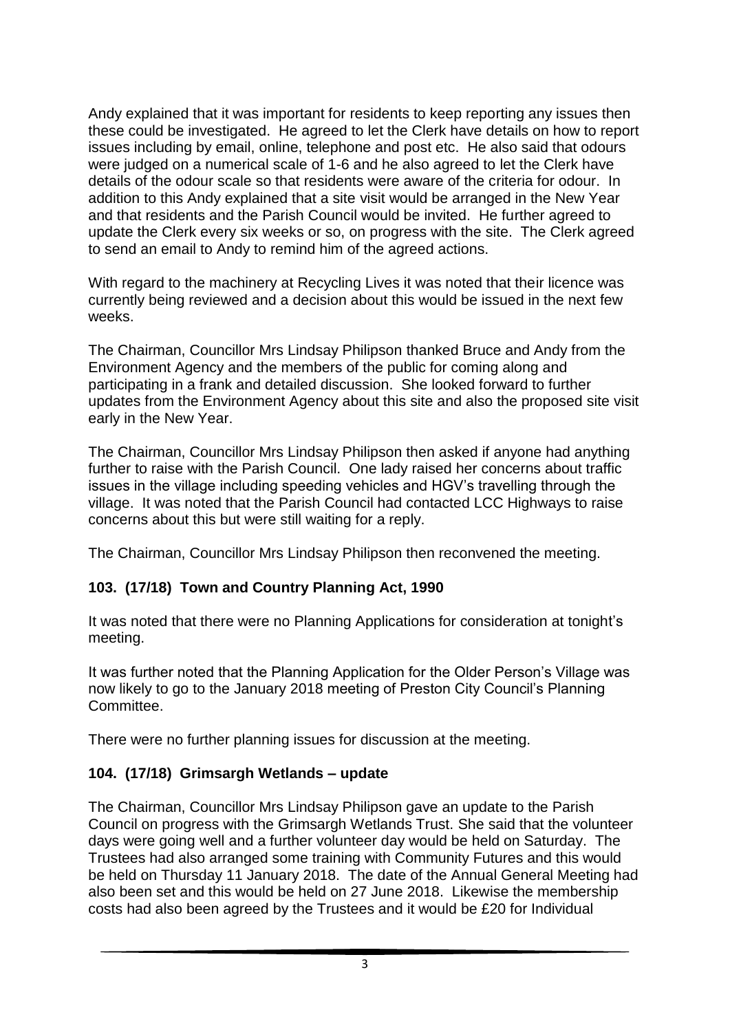Andy explained that it was important for residents to keep reporting any issues then these could be investigated. He agreed to let the Clerk have details on how to report issues including by email, online, telephone and post etc. He also said that odours were judged on a numerical scale of 1-6 and he also agreed to let the Clerk have details of the odour scale so that residents were aware of the criteria for odour. In addition to this Andy explained that a site visit would be arranged in the New Year and that residents and the Parish Council would be invited. He further agreed to update the Clerk every six weeks or so, on progress with the site. The Clerk agreed to send an email to Andy to remind him of the agreed actions.

With regard to the machinery at Recycling Lives it was noted that their licence was currently being reviewed and a decision about this would be issued in the next few weeks.

The Chairman, Councillor Mrs Lindsay Philipson thanked Bruce and Andy from the Environment Agency and the members of the public for coming along and participating in a frank and detailed discussion. She looked forward to further updates from the Environment Agency about this site and also the proposed site visit early in the New Year.

The Chairman, Councillor Mrs Lindsay Philipson then asked if anyone had anything further to raise with the Parish Council. One lady raised her concerns about traffic issues in the village including speeding vehicles and HGV's travelling through the village. It was noted that the Parish Council had contacted LCC Highways to raise concerns about this but were still waiting for a reply.

The Chairman, Councillor Mrs Lindsay Philipson then reconvened the meeting.

### 103. (17/18) Town and Country Planning Act, 1990

It was noted that there were no Planning Applications for consideration at tonight's meeting.

It was further noted that the Planning Application for the Older Person's Village was now likely to go to the January 2018 meeting of Preston City Council's Planning Committee.

There were no further planning issues for discussion at the meeting.

### 104. (17/18) Grimsargh Wetlands – update

The Chairman, Councillor Mrs Lindsay Philipson gave an update to the Parish Council on progress with the Grimsargh Wetlands Trust. She said that the volunteer days were going well and a further volunteer day would be held on Saturday. The Trustees had also arranged some training with Community Futures and this would be held on Thursday 11 January 2018. The date of the Annual General Meeting had also been set and this would be held on 27 June 2018. Likewise the membership costs had also been agreed by the Trustees and it would be £20 for Individual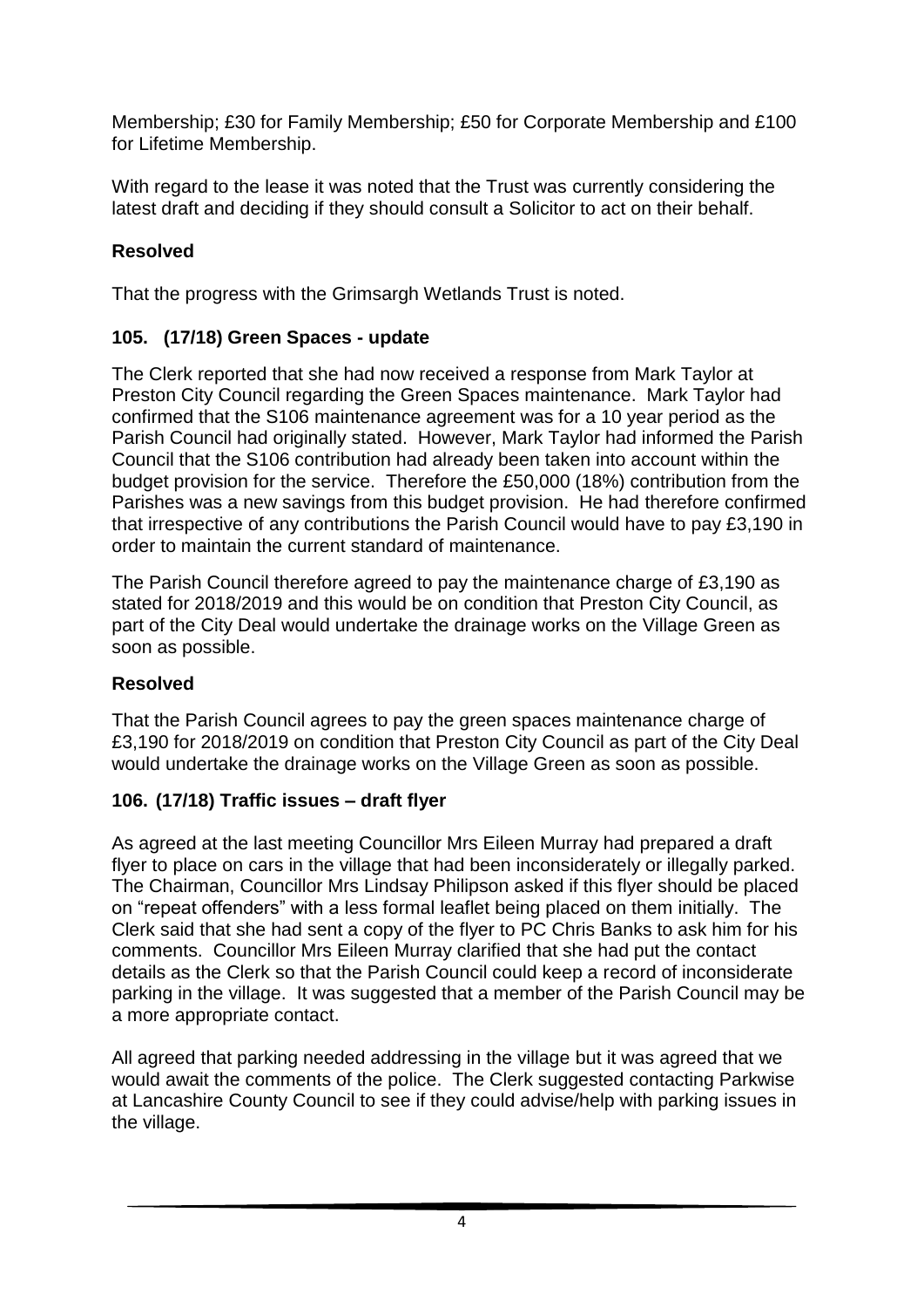Membership; £30 for Family Membership; £50 for Corporate Membership and £100 for Lifetime Membership.

With regard to the lease it was noted that the Trust was currently considering the latest draft and deciding if they should consult a Solicitor to act on their behalf.

**Resolved**

That the progress with the Grimsargh Wetlands Trust is noted.

### 105. (17/18) Green Spaces - update

The Clerk reported that she had now received a response from Mark Taylor at Preston City Council regarding the Green Spaces maintenance. Mark Taylor had confirmed that the S106 maintenance agreement was for a 10 year period as the Parish Council had originally stated. However, Mark Taylor had informed the Parish Council that the S106 contribution had already been taken into account within the budget provision for the service. Therefore the £50,000 (18%) contribution from the Parishes was a new savings from this budget provision. He had therefore confirmed that irrespective of any contributions the Parish Council would have to pay £3,190 in order to maintain the current standard of maintenance.

The Parish Council therefore agreed to pay the maintenance charge of £3,190 as stated for 2018/2019 and this would be on condition that Preston City Council, as part of the City Deal would undertake the drainage works on the Village Green as soon as possible.

**Resolved**

That the Parish Council agrees to pay the green spaces maintenance charge of £3,190 for 2018/2019 on condition that Preston City Council as part of the City Deal would undertake the drainage works on the Village Green as soon as possible.

### 106. (17/18) Traffic issues – draft flyer

As agreed at the last meeting Councillor Mrs Eileen Murray had prepared a draft flyer to place on cars in the village that had been inconsiderately or illegally parked. The Chairman, Councillor Mrs Lindsay Philipson asked if this flyer should be placed on "repeat offenders" with a less formal leaflet being placed on them initially. The Clerk said that she had sent a copy of the flyer to PC Chris Banks to ask him for his comments. Councillor Mrs Eileen Murray clarified that she had put the contact details as the Clerk so that the Parish Council could keep a record of inconsiderate parking in the village. It was suggested that a member of the Parish Council may be a more appropriate contact.

All agreed that parking needed addressing in the village but it was agreed that we would await the comments of the police. The Clerk suggested contacting Parkwise at Lancashire County Council to see if they could advise/help with parking issues in the village.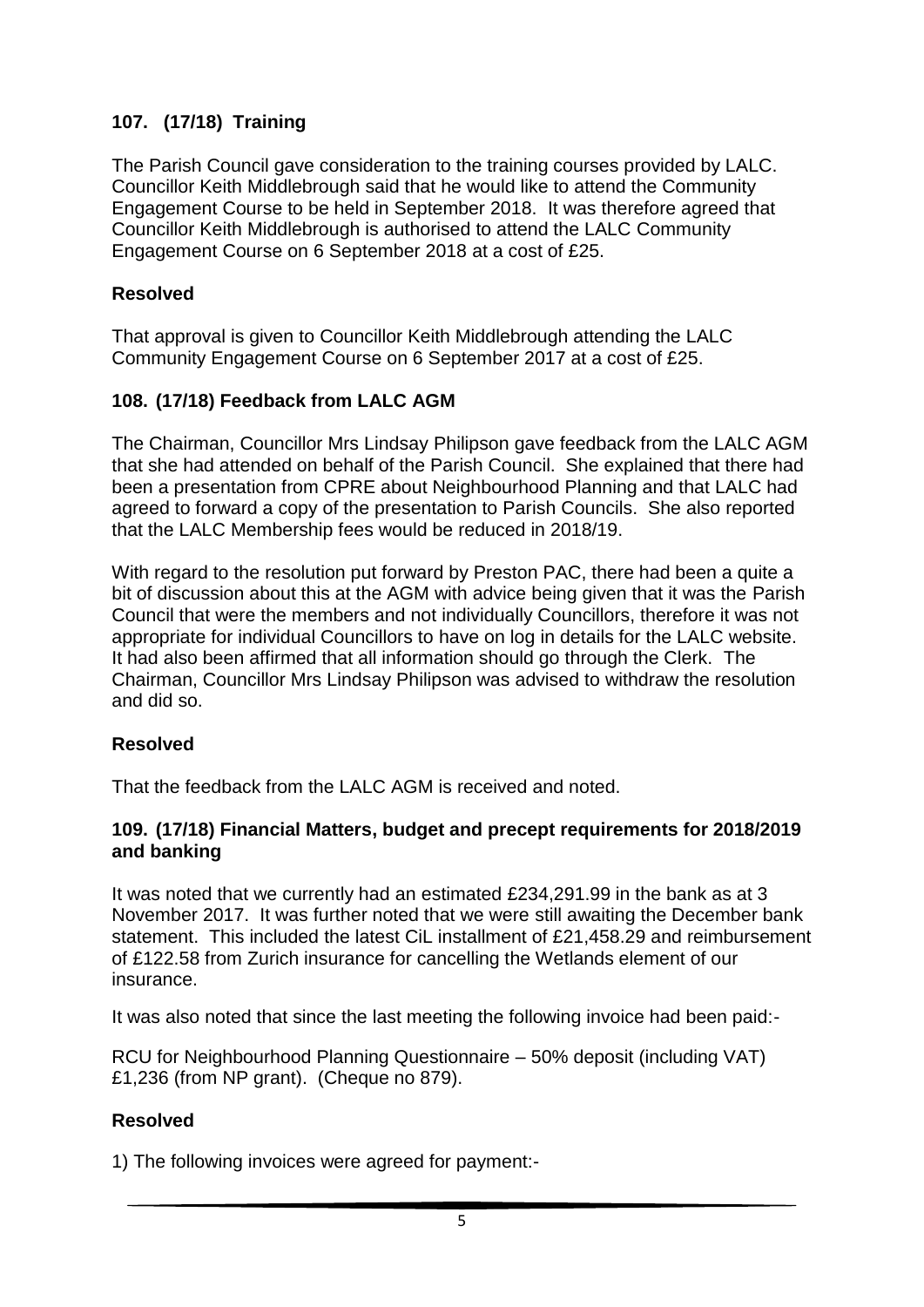## 107. (17/18) Training

The Parish Council gave consideration to the training courses provided by LALC. Councillor Keith Middlebrough said that he would like to attend the Community Engagement Course to be held in September 2018. It was therefore agreed that Councillor Keith Middlebrough is authorised to attend the LALC Community Engagement Course on 6 September 2018 at a cost of £25.

### Resolved

That approval is given to Councillor Keith Middlebrough attending the LALC Community Engagement Course on 6 September 2017 at a cost of £25.

## 108. (17/18) Feedback from LALC AGM

The Chairman, Councillor Mrs Lindsay Philipson gave feedback from the LALC AGM that she had attended on behalf of the Parish Council. She explained that there had been a presentation from CPRE about Neighbourhood Planning and that LALC had agreed to forward a copy of the presentation to Parish Councils. She also reported that the LALC Membership fees would be reduced in 2018/19.

With regard to the resolution put forward by Preston PAC, there had been a quite a bit of discussion about this at the AGM with advice being given that it was the Parish Council that were the members and not individually Councillors, therefore it was not appropriate for individual Councillors to have on log in details for the LALC website. It had also been affirmed that all information should go through the Clerk. The Chairman, Councillor Mrs Lindsay Philipson was advised to withdraw the resolution and did so.

### Resolved

That the feedback from the LALC AGM is received and noted.

## 109. (17/18) Financial Matters, budget and precept requirements for 2018/2019 and banking

It was noted that we currently had an estimated £234,291.99 in the bank as at 3 November 2017. It was further noted that we were still awaiting the December bank statement. This included the latest CiL installment of £21,458.29 and reimbursement of £122.58 from Zurich insurance for cancelling the Wetlands element of our insurance.

It was also noted that since the last meeting the following invoice had been paid:-

RCU for Neighbourhood Planning Questionnaire – 50% deposit (including VAT) £1,236 (from NP grant). (Cheque no 879).

### Resolved

1) The following invoices were agreed for payment:-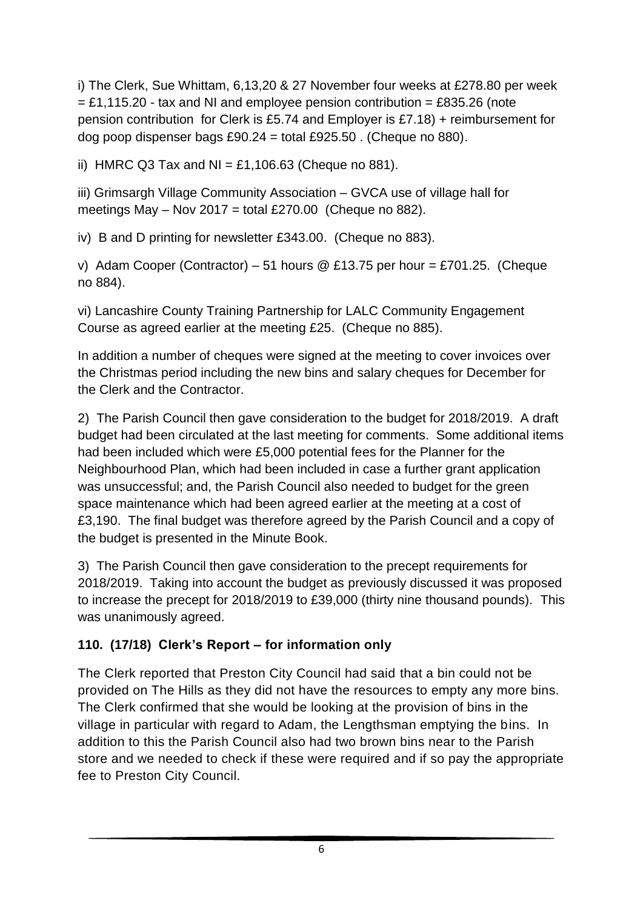i) The Clerk, Sue Whittam, 6,13,20 & 27 November four weeks at £278.80 per week = £1,115.20 - tax and NI and employee pension contribution = £835.26 (note pension contribution for Clerk is £5.74 and Employer is £7.18) + reimbursement for dog poop dispenser bags £90.24 = total £925.50 . (Cheque no 880).

ii) HMRC Q3 Tax and NI = £1,106.63 (Cheque no 881).

iii) Grimsargh Village Community Association – GVCA use of village hall for meetings May – Nov 2017 = total £270.00 (Cheque no 882).

iv) B and D printing for newsletter £343.00. (Cheque no 883).

v) Adam Cooper (Contractor) – 51 hours @ £13.75 per hour = £701.25. (Cheque no 884).

vi) Lancashire County Training Partnership for LALC Community Engagement Course as agreed earlier at the meeting £25. (Cheque no 885).

In addition a number of cheques were signed at the meeting to cover invoices over the Christmas period including the new bins and salary cheques for December for the Clerk and the Contractor.

2) The Parish Council then gave consideration to the budget for 2018/2019. A draft budget had been circulated at the last meeting for comments. Some additional items had been included which were £5,000 potential fees for the Planner for the Neighbourhood Plan, which had been included in case a further grant application was unsuccessful; and, the Parish Council also needed to budget for the green space maintenance which had been agreed earlier at the meeting at a cost of £3,190. The final budget was therefore agreed by the Parish Council and a copy of the budget is presented in the Minute Book.

3) The Parish Council then gave consideration to the precept requirements for 2018/2019. Taking into account the budget as previously discussed it was proposed to increase the precept for 2018/2019 to £39,000 (thirty nine thousand pounds). This was unanimously agreed.

### 110. (17/18) Clerk's Report – for information only

The Clerk reported that Preston City Council had said that a bin could not be provided on The Hills as they did not have the resources to empty any more bins. The Clerk confirmed that she would be looking at the provision of bins in the village in particular with regard to Adam, the Lengthsman emptying the bins. In addition to this the Parish Council also had two brown bins near to the Parish store and we needed to check if these were required and if so pay the appropriate fee to Preston City Council.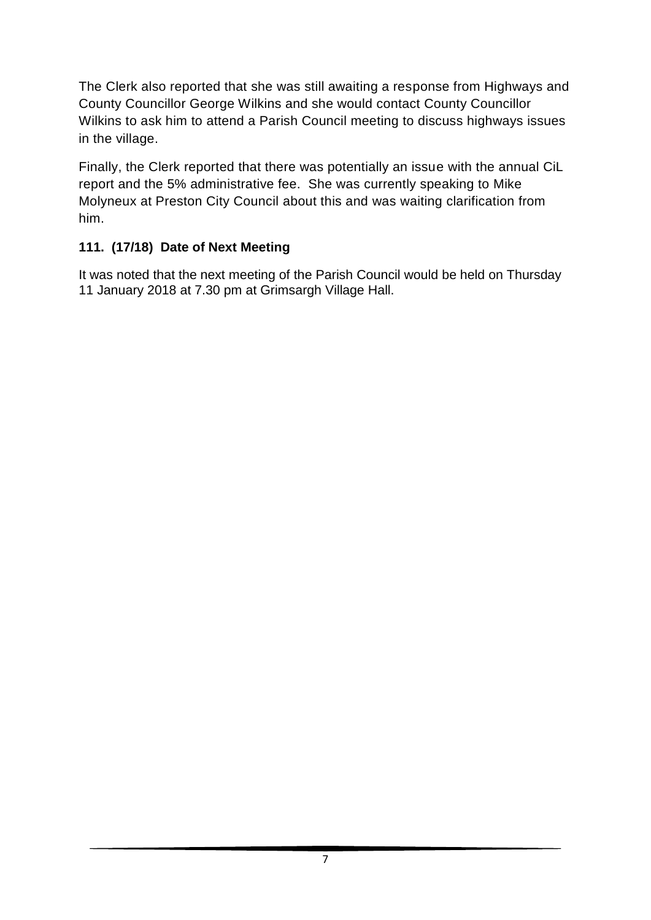The Clerk also reported that she was still awaiting a response from Highways and County Councillor George Wilkins and she would contact County Councillor Wilkins to ask him to attend a Parish Council meeting to discuss highways issues in the village.

Finally, the Clerk reported that there was potentially an issue with the annual CiL report and the 5% administrative fee. She was currently speaking to Mike Molyneux at Preston City Council about this and was waiting clarification from him.

### 111. (17/18) Date of Next Meeting

It was noted that the next meeting of the Parish Council would be held on Thursday 11 January 2018 at 7.30 pm at Grimsargh Village Hall.